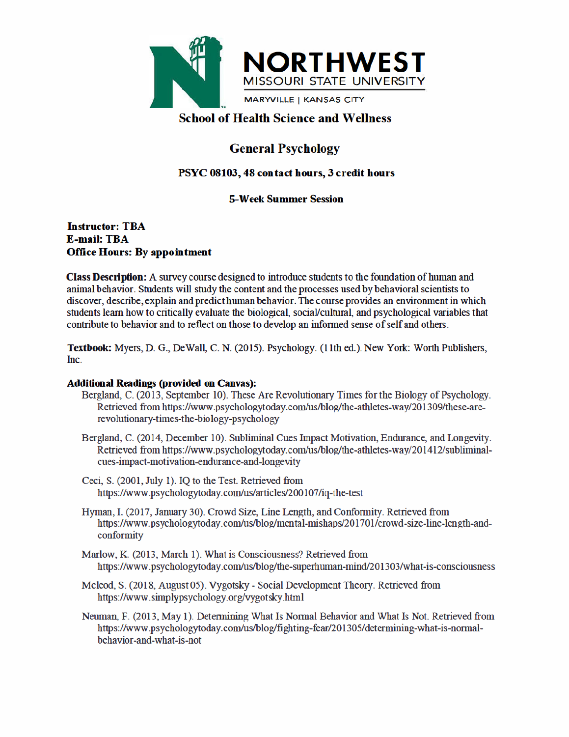NORTHWEST
MISSOURI STATE UNIVERSITY
MARYVILLE | KANSAS CITY

## School of Health Science and Wellness

# General Psychology

### PSYC 08103, 48 contact hours, 3 credit hours

### 5-Week Summer Session

**Instructor: TBA**
**E-mail: TBA**
**Office Hours: By appointment**

**Class Description:** A survey course designed to introduce students to the foundation of human and animal behavior. Students will study the content and the processes used by behavioral scientists to discover, describe, explain and predict human behavior. The course provides an environment in which students learn how to critically evaluate the biological, social/cultural, and psychological variables that contribute to behavior and to reflect on those to develop an informed sense of self and others.

**Textbook:** Myers, D. G., DeWall, C. N. (2015). Psychology. (11th ed.). New York: Worth Publishers, Inc.

**Additional Readings (provided on Canvas):**

Bergland, C. (2013, September 10). These Are Revolutionary Times for the Biology of Psychology. Retrieved from https://www.psychologytoday.com/us/blog/the-athletes-way/201309/these-are-revolutionary-times-the-biology-psychology

Bergland, C. (2014, December 10). Subliminal Cues Impact Motivation, Endurance, and Longevity. Retrieved from https://www.psychologytoday.com/us/blog/the-athletes-way/201412/subliminal-cues-impact-motivation-endurance-and-longevity

Ceci, S. (2001, July 1). IQ to the Test. Retrieved from https://www.psychologytoday.com/us/articles/200107/iq-the-test

Hyman, I. (2017, January 30). Crowd Size, Line Length, and Conformity. Retrieved from https://www.psychologytoday.com/us/blog/mental-mishaps/201701/crowd-size-line-length-and-conformity

Marlow, K. (2013, March 1). What is Consciousness? Retrieved from https://www.psychologytoday.com/us/blog/the-superhuman-mind/201303/what-is-consciousness

Mcleod, S. (2018, August 05). Vygotsky - Social Development Theory. Retrieved from https://www.simplypsychology.org/vygotsky.html

Neuman, F. (2013, May 1). Determining What Is Normal Behavior and What Is Not. Retrieved from https://www.psychologytoday.com/us/blog/fighting-fear/201305/determining-what-is-normal-behavior-and-what-is-not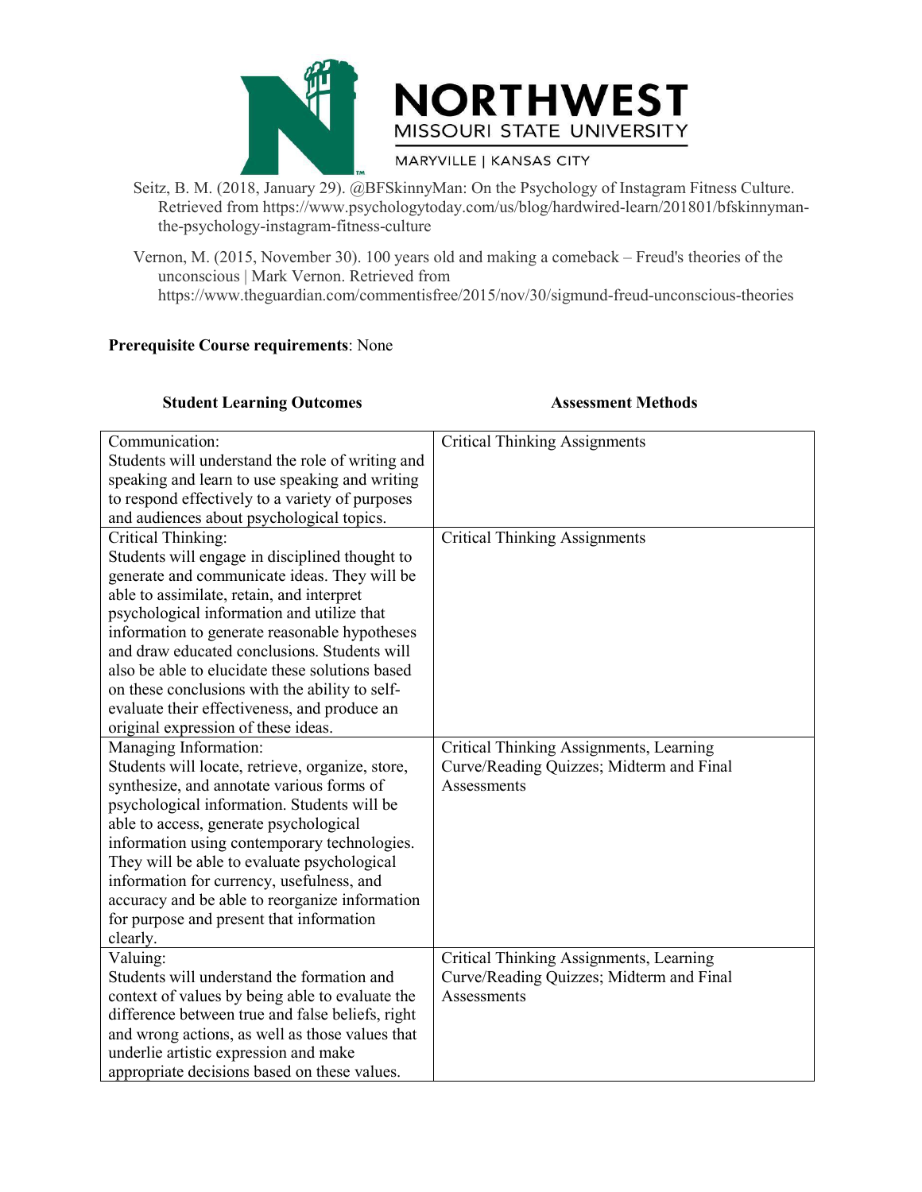Seitz, B. M. (2018, January 29). @BFSkinnyMan: On the Psychology of Instagram Fitness Culture. Retrieved from https://www.psychologytoday.com/us/blog/hardwired-learn/201801/bfskinnyman-the-psychology-instagram-fitness-culture

Vernon, M. (2015, November 30). 100 years old and making a comeback – Freud's theories of the unconscious | Mark Vernon. Retrieved from https://www.theguardian.com/commentisfree/2015/nov/30/sigmund-freud-unconscious-theories

**Prerequisite Course requirements**: None

| **Student Learning Outcomes** | **Assessment Methods** |
|---|---|
| Communication: Students will understand the role of writing and speaking and learn to use speaking and writing to respond effectively to a variety of purposes and audiences about psychological topics. | Critical Thinking Assignments |
| Critical Thinking: Students will engage in disciplined thought to generate and communicate ideas. They will be able to assimilate, retain, and interpret psychological information and utilize that information to generate reasonable hypotheses and draw educated conclusions. Students will also be able to elucidate these solutions based on these conclusions with the ability to self-evaluate their effectiveness, and produce an original expression of these ideas. | Critical Thinking Assignments |
| Managing Information: Students will locate, retrieve, organize, store, synthesize, and annotate various forms of psychological information. Students will be able to access, generate psychological information using contemporary technologies. They will be able to evaluate psychological information for currency, usefulness, and accuracy and be able to reorganize information for purpose and present that information clearly. | Critical Thinking Assignments, Learning Curve/Reading Quizzes; Midterm and Final Assessments |
| Valuing: Students will understand the formation and context of values by being able to evaluate the difference between true and false beliefs, right and wrong actions, as well as those values that underlie artistic expression and make appropriate decisions based on these values. | Critical Thinking Assignments, Learning Curve/Reading Quizzes; Midterm and Final Assessments |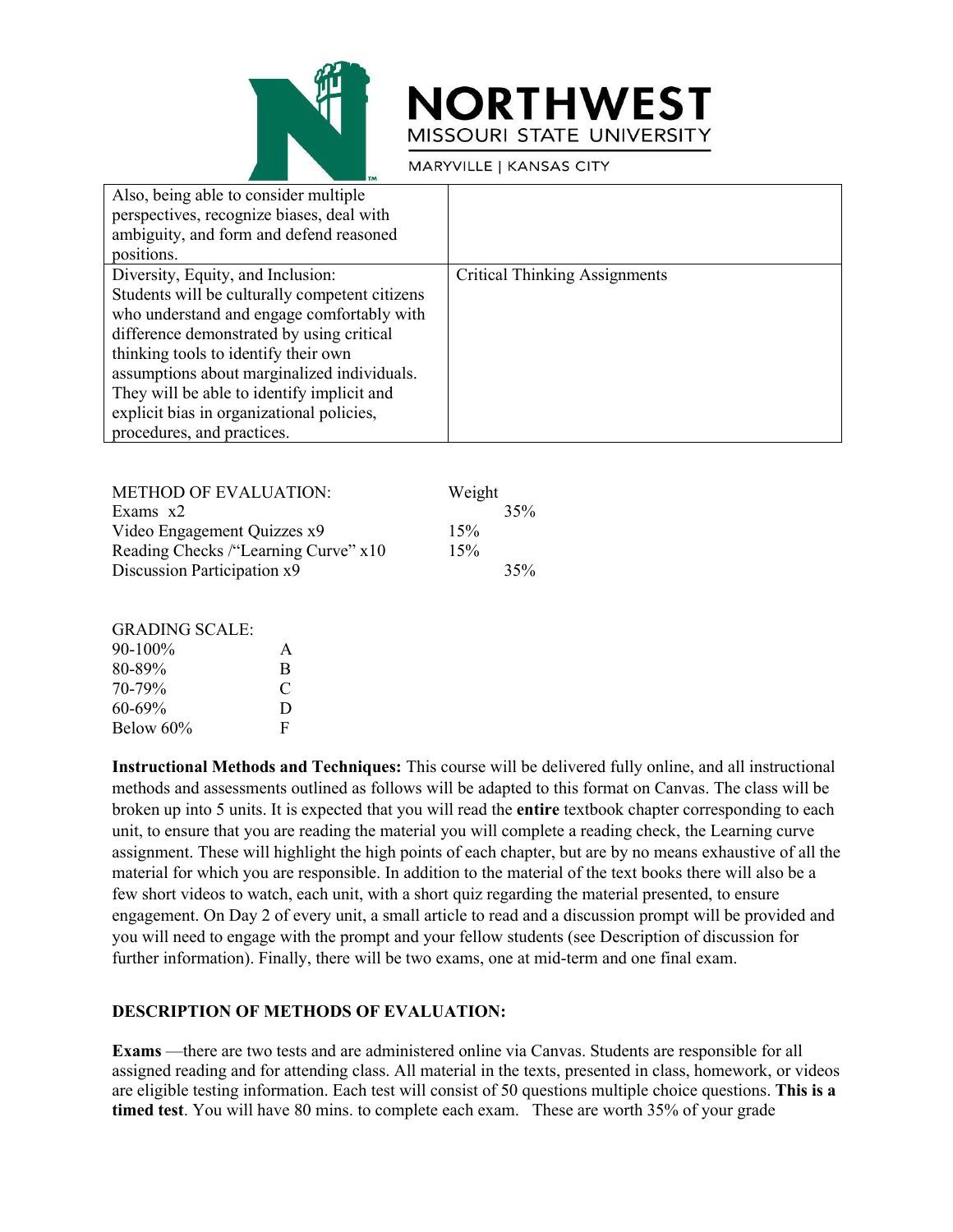| | |
|---|---|
| Also, being able to consider multiple perspectives, recognize biases, deal with ambiguity, and form and defend reasoned positions. | |
| Diversity, Equity, and Inclusion: Students will be culturally competent citizens who understand and engage comfortably with difference demonstrated by using critical thinking tools to identify their own assumptions about marginalized individuals. They will be able to identify implicit and explicit bias in organizational policies, procedures, and practices. | Critical Thinking Assignments |

| METHOD OF EVALUATION: | Weight |
|---|---|
| Exams x2 | 35% |
| Video Engagement Quizzes x9 | 15% |
| Reading Checks /"Learning Curve" x10 | 15% |
| Discussion Participation x9 | 35% |

GRADING SCALE:

| | |
|---|---|
| 90-100% | A |
| 80-89% | B |
| 70-79% | C |
| 60-69% | D |
| Below 60% | F |

**Instructional Methods and Techniques:** This course will be delivered fully online, and all instructional methods and assessments outlined as follows will be adapted to this format on Canvas. The class will be broken up into 5 units. It is expected that you will read the **entire** textbook chapter corresponding to each unit, to ensure that you are reading the material you will complete a reading check, the Learning curve assignment. These will highlight the high points of each chapter, but are by no means exhaustive of all the material for which you are responsible. In addition to the material of the text books there will also be a few short videos to watch, each unit, with a short quiz regarding the material presented, to ensure engagement. On Day 2 of every unit, a small article to read and a discussion prompt will be provided and you will need to engage with the prompt and your fellow students (see Description of discussion for further information). Finally, there will be two exams, one at mid-term and one final exam.

**DESCRIPTION OF METHODS OF EVALUATION:**

**Exams** —there are two tests and are administered online via Canvas. Students are responsible for all assigned reading and for attending class. All material in the texts, presented in class, homework, or videos are eligible testing information. Each test will consist of 50 questions multiple choice questions. **This is a timed test**. You will have 80 mins. to complete each exam. These are worth 35% of your grade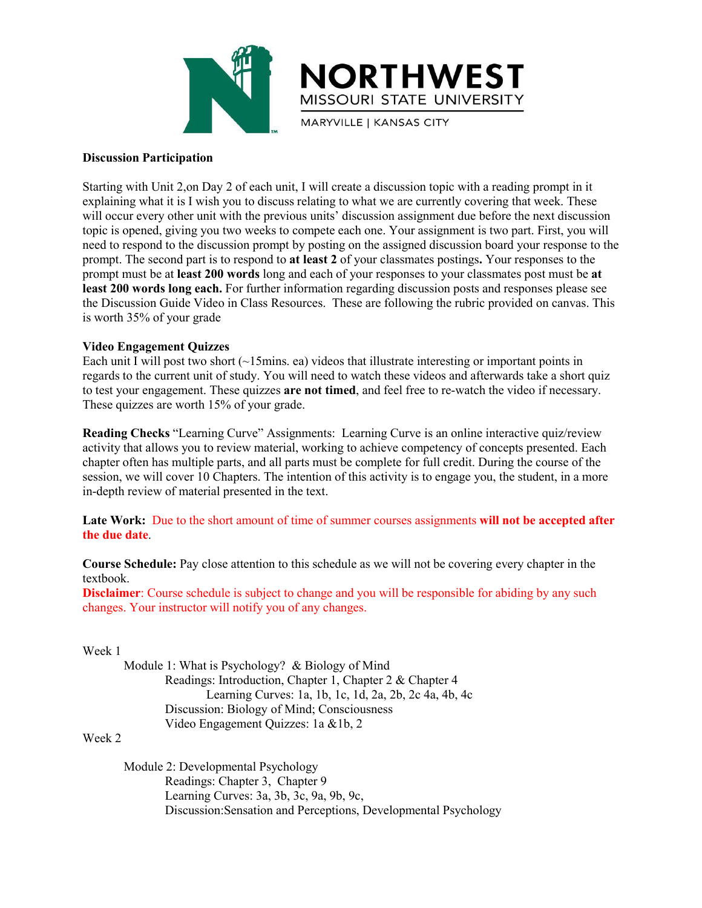NORTHWEST
MISSOURI STATE UNIVERSITY
MARYVILLE | KANSAS CITY

**Discussion Participation**

Starting with Unit 2,on Day 2 of each unit, I will create a discussion topic with a reading prompt in it explaining what it is I wish you to discuss relating to what we are currently covering that week. These will occur every other unit with the previous units' discussion assignment due before the next discussion topic is opened, giving you two weeks to compete each one. Your assignment is two part. First, you will need to respond to the discussion prompt by posting on the assigned discussion board your response to the prompt. The second part is to respond to **at least 2** of your classmates postings**.** Your responses to the prompt must be at **least 200 words** long and each of your responses to your classmates post must be **at least 200 words long each.** For further information regarding discussion posts and responses please see the Discussion Guide Video in Class Resources. These are following the rubric provided on canvas. This is worth 35% of your grade

**Video Engagement Quizzes**
Each unit I will post two short (~15mins. ea) videos that illustrate interesting or important points in regards to the current unit of study. You will need to watch these videos and afterwards take a short quiz to test your engagement. These quizzes **are not timed**, and feel free to re-watch the video if necessary. These quizzes are worth 15% of your grade.

**Reading Checks** "Learning Curve" Assignments: Learning Curve is an online interactive quiz/review activity that allows you to review material, working to achieve competency of concepts presented. Each chapter often has multiple parts, and all parts must be complete for full credit. During the course of the session, we will cover 10 Chapters. The intention of this activity is to engage you, the student, in a more in-depth review of material presented in the text.

**Late Work:** Due to the short amount of time of summer courses assignments **will not be accepted after the due date**.

**Course Schedule:** Pay close attention to this schedule as we will not be covering every chapter in the textbook.
**Disclaimer**: Course schedule is subject to change and you will be responsible for abiding by any such changes. Your instructor will notify you of any changes.

Week 1

- Module 1: What is Psychology? & Biology of Mind
  - Readings: Introduction, Chapter 1, Chapter 2 & Chapter 4
    - Learning Curves: 1a, 1b, 1c, 1d, 2a, 2b, 2c 4a, 4b, 4c
  - Discussion: Biology of Mind; Consciousness
  - Video Engagement Quizzes: 1a &1b, 2

Week 2

- Module 2: Developmental Psychology
  - Readings: Chapter 3, Chapter 9
  - Learning Curves: 3a, 3b, 3c, 9a, 9b, 9c,
  - Discussion:Sensation and Perceptions, Developmental Psychology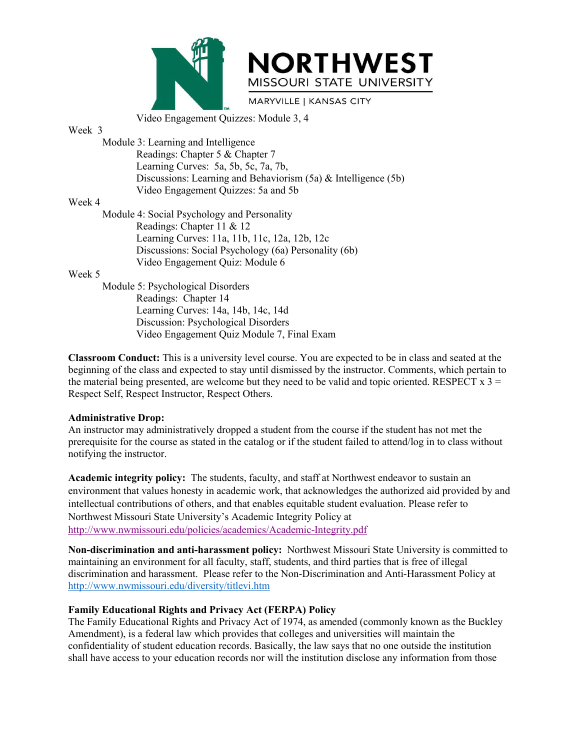Video Engagement Quizzes: Module 3, 4

Week 3

- Module 3: Learning and Intelligence
  - Readings: Chapter 5 & Chapter 7
  - Learning Curves: 5a, 5b, 5c, 7a, 7b,
  - Discussions: Learning and Behaviorism (5a) & Intelligence (5b)
  - Video Engagement Quizzes: 5a and 5b

Week 4

- Module 4: Social Psychology and Personality
  - Readings: Chapter 11 & 12
  - Learning Curves: 11a, 11b, 11c, 12a, 12b, 12c
  - Discussions: Social Psychology (6a) Personality (6b)
  - Video Engagement Quiz: Module 6

Week 5

- Module 5: Psychological Disorders
  - Readings: Chapter 14
  - Learning Curves: 14a, 14b, 14c, 14d
  - Discussion: Psychological Disorders
  - Video Engagement Quiz Module 7, Final Exam

**Classroom Conduct:** This is a university level course. You are expected to be in class and seated at the beginning of the class and expected to stay until dismissed by the instructor. Comments, which pertain to the material being presented, are welcome but they need to be valid and topic oriented. RESPECT x 3 = Respect Self, Respect Instructor, Respect Others.

**Administrative Drop:**
An instructor may administratively dropped a student from the course if the student has not met the prerequisite for the course as stated in the catalog or if the student failed to attend/log in to class without notifying the instructor.

**Academic integrity policy:** The students, faculty, and staff at Northwest endeavor to sustain an environment that values honesty in academic work, that acknowledges the authorized aid provided by and intellectual contributions of others, and that enables equitable student evaluation. Please refer to Northwest Missouri State University's Academic Integrity Policy at http://www.nwmissouri.edu/policies/academics/Academic-Integrity.pdf

**Non-discrimination and anti-harassment policy:** Northwest Missouri State University is committed to maintaining an environment for all faculty, staff, students, and third parties that is free of illegal discrimination and harassment. Please refer to the Non-Discrimination and Anti-Harassment Policy at http://www.nwmissouri.edu/diversity/titlevi.htm

**Family Educational Rights and Privacy Act (FERPA) Policy**
The Family Educational Rights and Privacy Act of 1974, as amended (commonly known as the Buckley Amendment), is a federal law which provides that colleges and universities will maintain the confidentiality of student education records. Basically, the law says that no one outside the institution shall have access to your education records nor will the institution disclose any information from those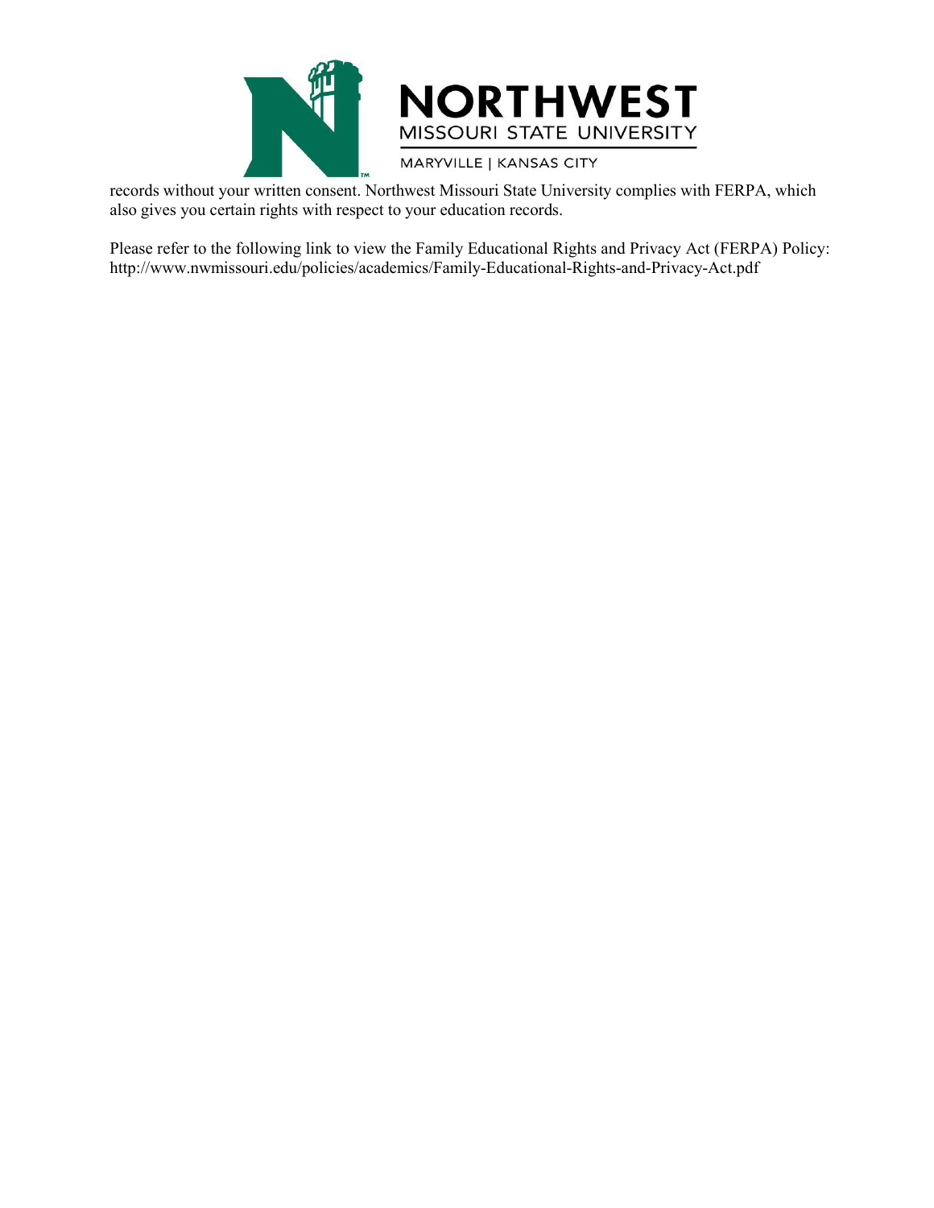records without your written consent. Northwest Missouri State University complies with FERPA, which also gives you certain rights with respect to your education records.

Please refer to the following link to view the Family Educational Rights and Privacy Act (FERPA) Policy: http://www.nwmissouri.edu/policies/academics/Family-Educational-Rights-and-Privacy-Act.pdf